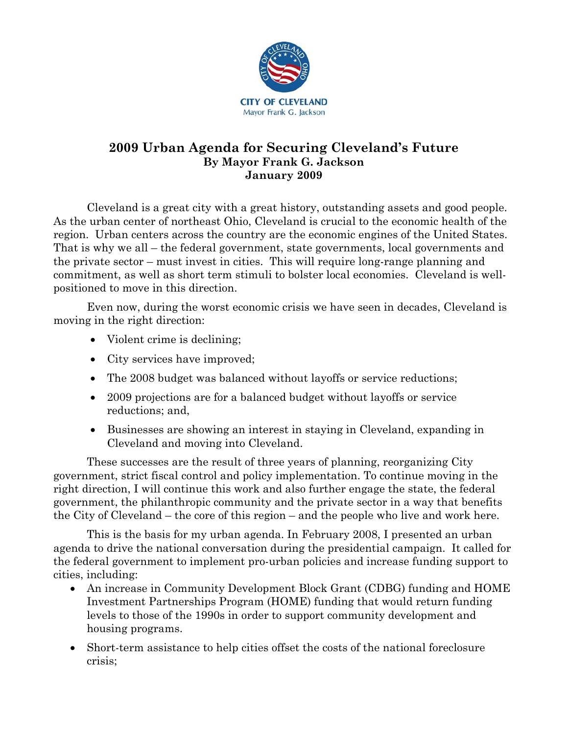CITY OF CLEVELAND
Mayor Frank G. Jackson

# 2009 Urban Agenda for Securing Cleveland's Future

**By Mayor Frank G. Jackson**

**January 2009**

Cleveland is a great city with a great history, outstanding assets and good people. As the urban center of northeast Ohio, Cleveland is crucial to the economic health of the region. Urban centers across the country are the economic engines of the United States. That is why we all – the federal government, state governments, local governments and the private sector – must invest in cities. This will require long-range planning and commitment, as well as short term stimuli to bolster local economies. Cleveland is well-positioned to move in this direction.

Even now, during the worst economic crisis we have seen in decades, Cleveland is moving in the right direction:

- Violent crime is declining;
- City services have improved;
- The 2008 budget was balanced without layoffs or service reductions;
- 2009 projections are for a balanced budget without layoffs or service reductions; and,
- Businesses are showing an interest in staying in Cleveland, expanding in Cleveland and moving into Cleveland.

These successes are the result of three years of planning, reorganizing City government, strict fiscal control and policy implementation. To continue moving in the right direction, I will continue this work and also further engage the state, the federal government, the philanthropic community and the private sector in a way that benefits the City of Cleveland – the core of this region – and the people who live and work here.

This is the basis for my urban agenda. In February 2008, I presented an urban agenda to drive the national conversation during the presidential campaign. It called for the federal government to implement pro-urban policies and increase funding support to cities, including:

- An increase in Community Development Block Grant (CDBG) funding and HOME Investment Partnerships Program (HOME) funding that would return funding levels to those of the 1990s in order to support community development and housing programs.
- Short-term assistance to help cities offset the costs of the national foreclosure crisis;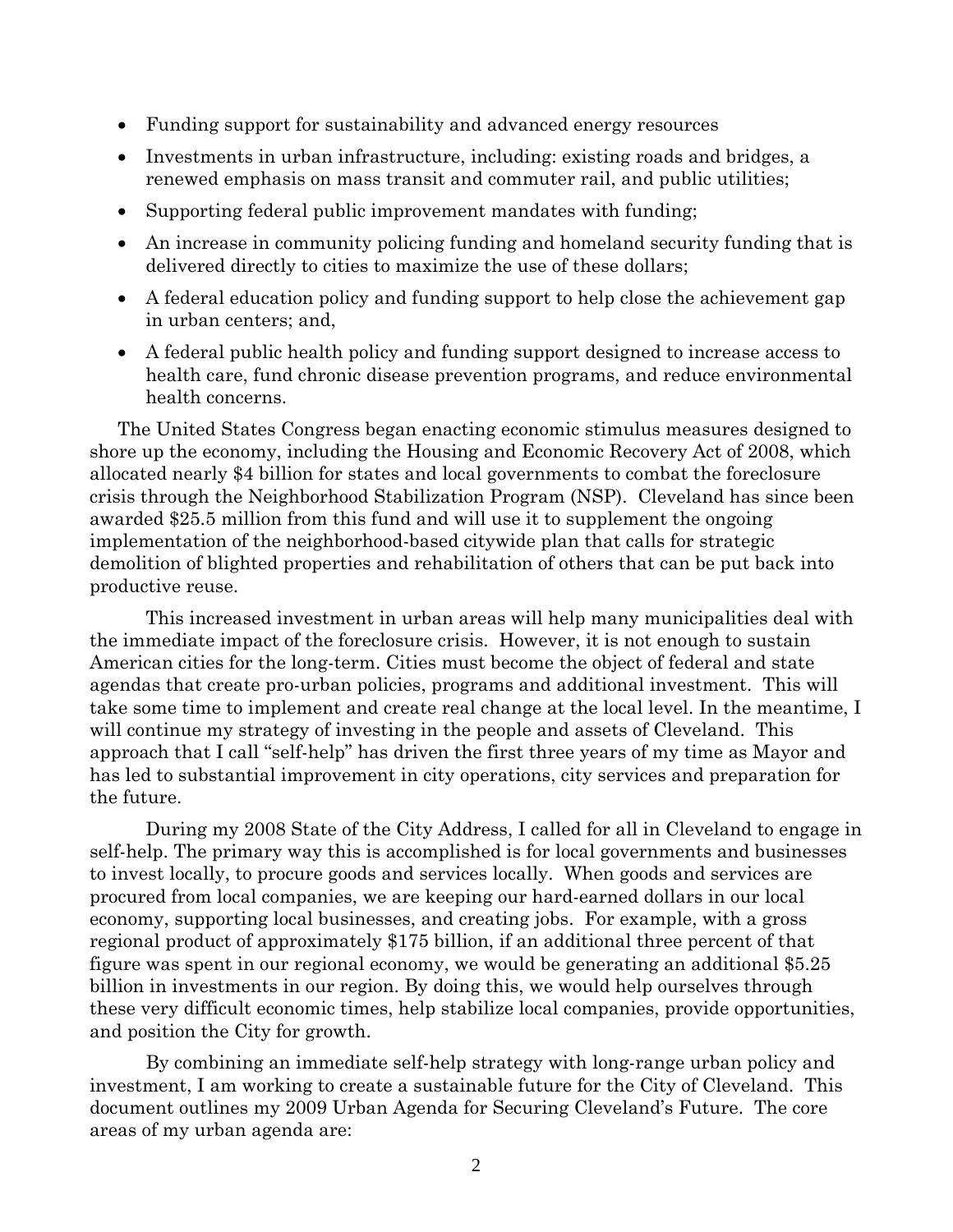- Funding support for sustainability and advanced energy resources
- Investments in urban infrastructure, including: existing roads and bridges, a renewed emphasis on mass transit and commuter rail, and public utilities;
- Supporting federal public improvement mandates with funding;
- An increase in community policing funding and homeland security funding that is delivered directly to cities to maximize the use of these dollars;
- A federal education policy and funding support to help close the achievement gap in urban centers; and,
- A federal public health policy and funding support designed to increase access to health care, fund chronic disease prevention programs, and reduce environmental health concerns.

The United States Congress began enacting economic stimulus measures designed to shore up the economy, including the Housing and Economic Recovery Act of 2008, which allocated nearly $4 billion for states and local governments to combat the foreclosure crisis through the Neighborhood Stabilization Program (NSP). Cleveland has since been awarded $25.5 million from this fund and will use it to supplement the ongoing implementation of the neighborhood-based citywide plan that calls for strategic demolition of blighted properties and rehabilitation of others that can be put back into productive reuse.

This increased investment in urban areas will help many municipalities deal with the immediate impact of the foreclosure crisis. However, it is not enough to sustain American cities for the long-term. Cities must become the object of federal and state agendas that create pro-urban policies, programs and additional investment. This will take some time to implement and create real change at the local level. In the meantime, I will continue my strategy of investing in the people and assets of Cleveland. This approach that I call "self-help" has driven the first three years of my time as Mayor and has led to substantial improvement in city operations, city services and preparation for the future.

During my 2008 State of the City Address, I called for all in Cleveland to engage in self-help. The primary way this is accomplished is for local governments and businesses to invest locally, to procure goods and services locally. When goods and services are procured from local companies, we are keeping our hard-earned dollars in our local economy, supporting local businesses, and creating jobs. For example, with a gross regional product of approximately $175 billion, if an additional three percent of that figure was spent in our regional economy, we would be generating an additional $5.25 billion in investments in our region. By doing this, we would help ourselves through these very difficult economic times, help stabilize local companies, provide opportunities, and position the City for growth.

By combining an immediate self-help strategy with long-range urban policy and investment, I am working to create a sustainable future for the City of Cleveland. This document outlines my 2009 Urban Agenda for Securing Cleveland's Future. The core areas of my urban agenda are: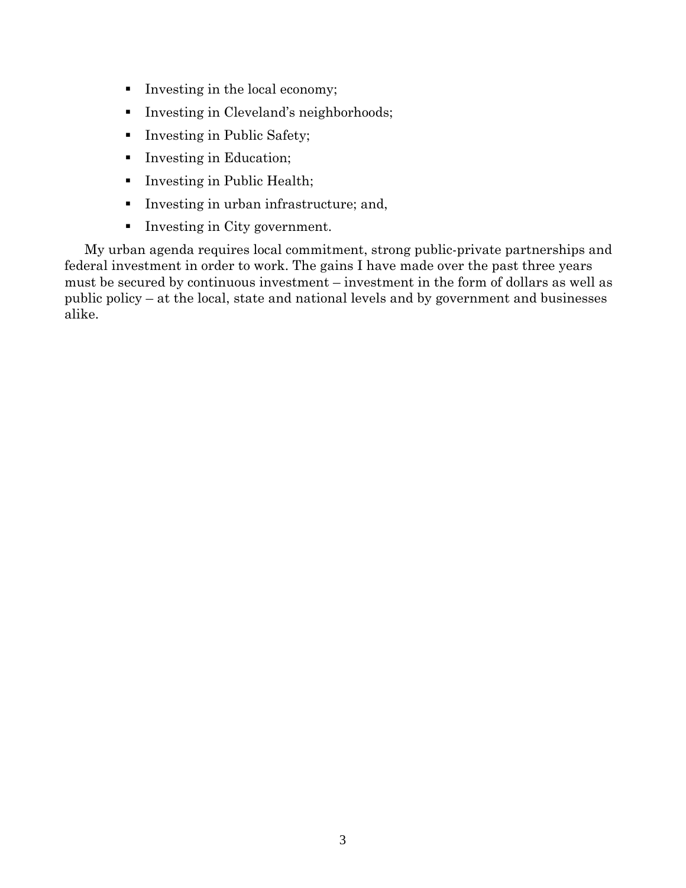- Investing in the local economy;
- Investing in Cleveland's neighborhoods;
- Investing in Public Safety;
- Investing in Education;
- Investing in Public Health;
- Investing in urban infrastructure; and,
- Investing in City government.

My urban agenda requires local commitment, strong public-private partnerships and federal investment in order to work. The gains I have made over the past three years must be secured by continuous investment – investment in the form of dollars as well as public policy – at the local, state and national levels and by government and businesses alike.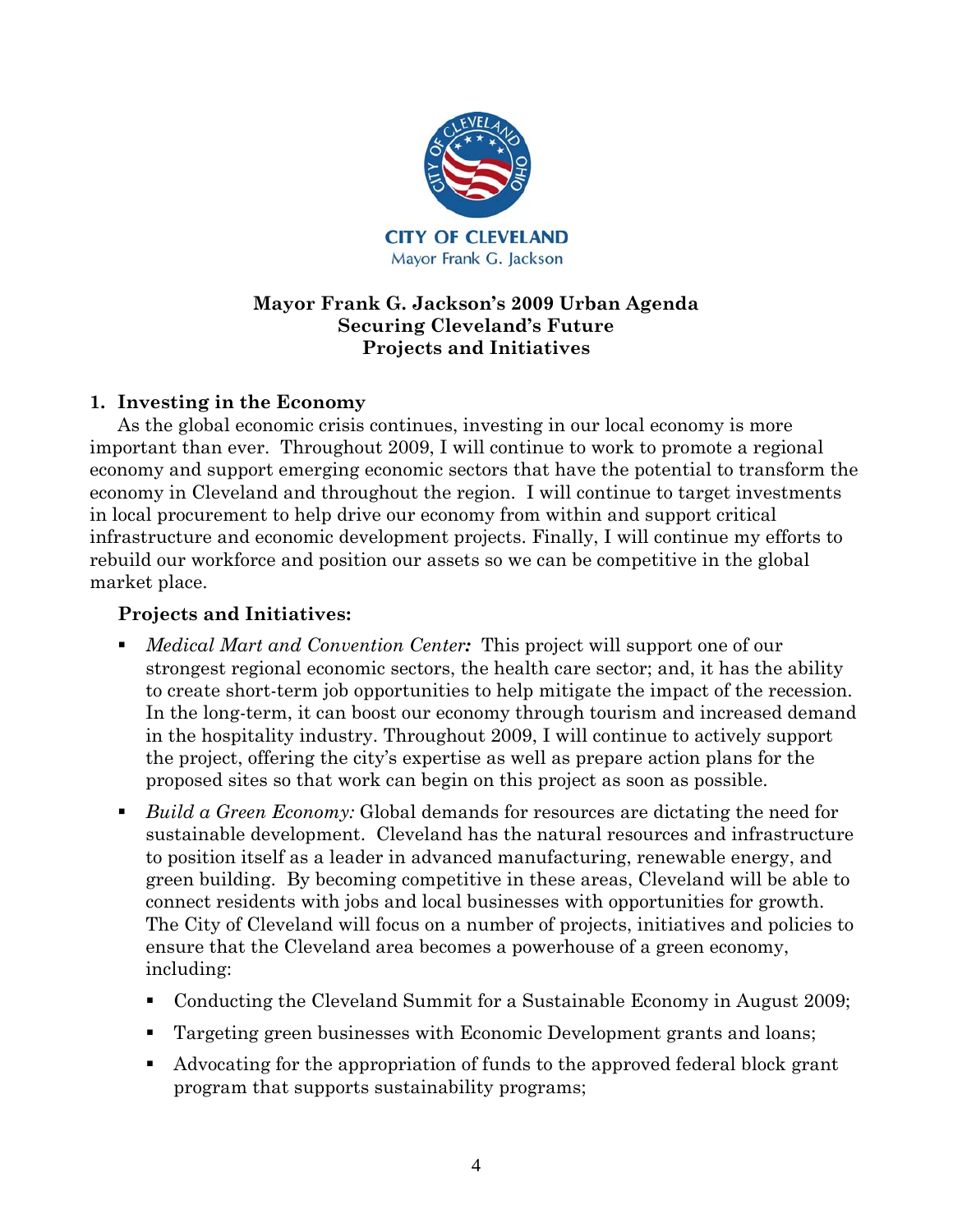CITY OF CLEVELAND
Mayor Frank G. Jackson

**Mayor Frank G. Jackson's 2009 Urban Agenda**
**Securing Cleveland's Future**
**Projects and Initiatives**

## 1. Investing in the Economy

As the global economic crisis continues, investing in our local economy is more important than ever. Throughout 2009, I will continue to work to promote a regional economy and support emerging economic sectors that have the potential to transform the economy in Cleveland and throughout the region. I will continue to target investments in local procurement to help drive our economy from within and support critical infrastructure and economic development projects. Finally, I will continue my efforts to rebuild our workforce and position our assets so we can be competitive in the global market place.

### Projects and Initiatives:

- *Medical Mart and Convention Center:* This project will support one of our strongest regional economic sectors, the health care sector; and, it has the ability to create short-term job opportunities to help mitigate the impact of the recession. In the long-term, it can boost our economy through tourism and increased demand in the hospitality industry. Throughout 2009, I will continue to actively support the project, offering the city's expertise as well as prepare action plans for the proposed sites so that work can begin on this project as soon as possible.
- *Build a Green Economy:* Global demands for resources are dictating the need for sustainable development. Cleveland has the natural resources and infrastructure to position itself as a leader in advanced manufacturing, renewable energy, and green building. By becoming competitive in these areas, Cleveland will be able to connect residents with jobs and local businesses with opportunities for growth. The City of Cleveland will focus on a number of projects, initiatives and policies to ensure that the Cleveland area becomes a powerhouse of a green economy, including:
  - Conducting the Cleveland Summit for a Sustainable Economy in August 2009;
  - Targeting green businesses with Economic Development grants and loans;
  - Advocating for the appropriation of funds to the approved federal block grant program that supports sustainability programs;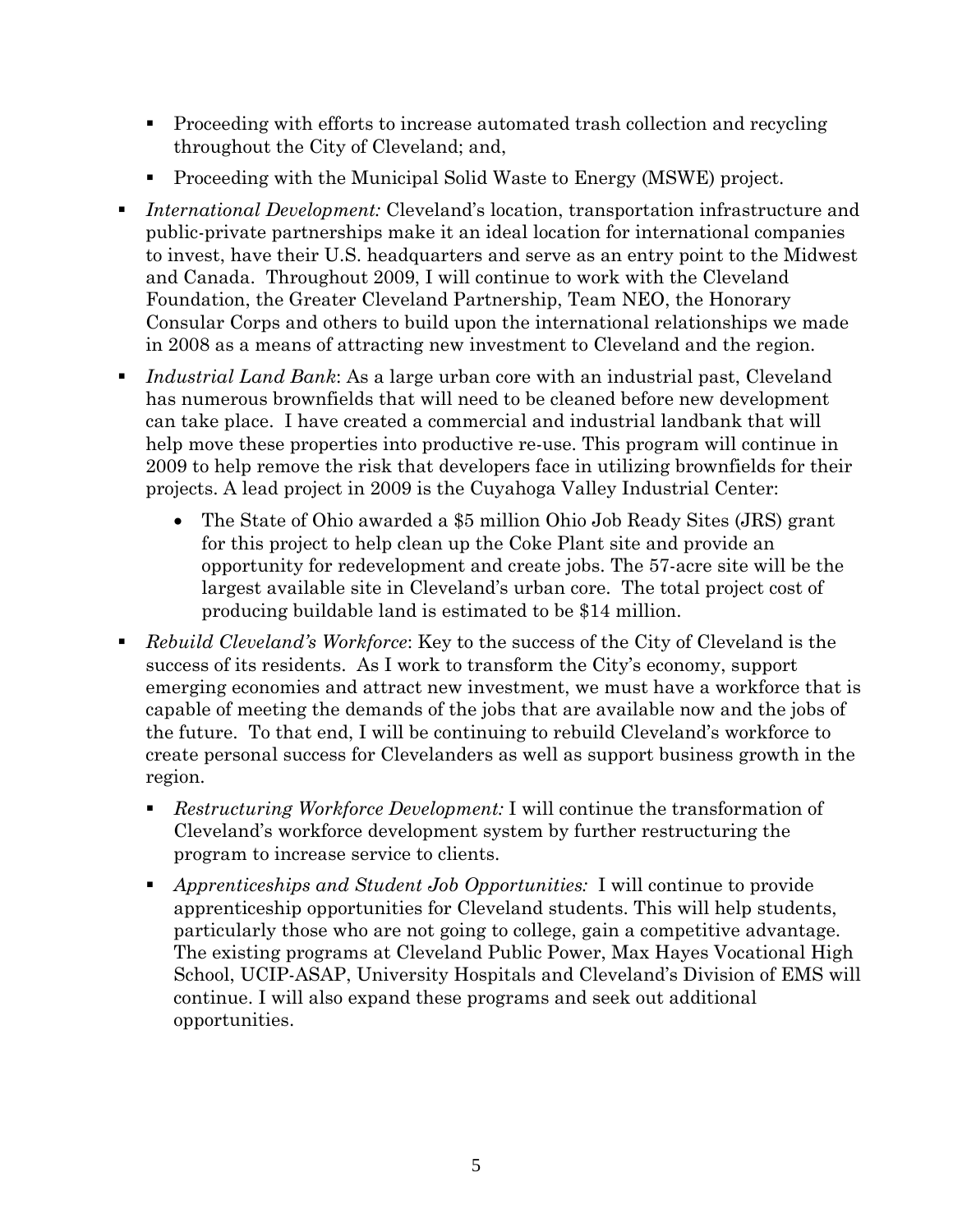- Proceeding with efforts to increase automated trash collection and recycling throughout the City of Cleveland; and,
- Proceeding with the Municipal Solid Waste to Energy (MSWE) project.

- *International Development:* Cleveland's location, transportation infrastructure and public-private partnerships make it an ideal location for international companies to invest, have their U.S. headquarters and serve as an entry point to the Midwest and Canada. Throughout 2009, I will continue to work with the Cleveland Foundation, the Greater Cleveland Partnership, Team NEO, the Honorary Consular Corps and others to build upon the international relationships we made in 2008 as a means of attracting new investment to Cleveland and the region.

- *Industrial Land Bank*: As a large urban core with an industrial past, Cleveland has numerous brownfields that will need to be cleaned before new development can take place. I have created a commercial and industrial landbank that will help move these properties into productive re-use. This program will continue in 2009 to help remove the risk that developers face in utilizing brownfields for their projects. A lead project in 2009 is the Cuyahoga Valley Industrial Center:
  - The State of Ohio awarded a $5 million Ohio Job Ready Sites (JRS) grant for this project to help clean up the Coke Plant site and provide an opportunity for redevelopment and create jobs. The 57-acre site will be the largest available site in Cleveland's urban core. The total project cost of producing buildable land is estimated to be $14 million.

- *Rebuild Cleveland's Workforce*: Key to the success of the City of Cleveland is the success of its residents. As I work to transform the City's economy, support emerging economies and attract new investment, we must have a workforce that is capable of meeting the demands of the jobs that are available now and the jobs of the future. To that end, I will be continuing to rebuild Cleveland's workforce to create personal success for Clevelanders as well as support business growth in the region.
  - *Restructuring Workforce Development:* I will continue the transformation of Cleveland's workforce development system by further restructuring the program to increase service to clients.
  - *Apprenticeships and Student Job Opportunities:* I will continue to provide apprenticeship opportunities for Cleveland students. This will help students, particularly those who are not going to college, gain a competitive advantage. The existing programs at Cleveland Public Power, Max Hayes Vocational High School, UCIP-ASAP, University Hospitals and Cleveland's Division of EMS will continue. I will also expand these programs and seek out additional opportunities.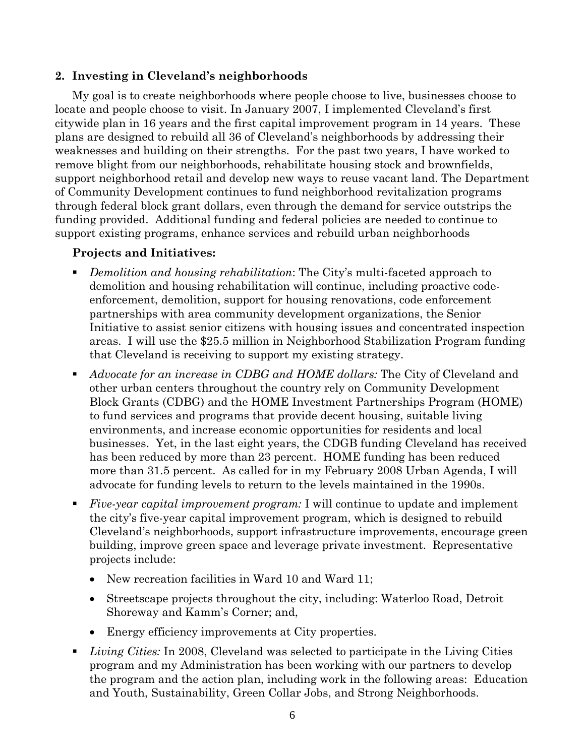## 2. Investing in Cleveland's neighborhoods

My goal is to create neighborhoods where people choose to live, businesses choose to locate and people choose to visit. In January 2007, I implemented Cleveland's first citywide plan in 16 years and the first capital improvement program in 14 years. These plans are designed to rebuild all 36 of Cleveland's neighborhoods by addressing their weaknesses and building on their strengths. For the past two years, I have worked to remove blight from our neighborhoods, rehabilitate housing stock and brownfields, support neighborhood retail and develop new ways to reuse vacant land. The Department of Community Development continues to fund neighborhood revitalization programs through federal block grant dollars, even through the demand for service outstrips the funding provided. Additional funding and federal policies are needed to continue to support existing programs, enhance services and rebuild urban neighborhoods

### Projects and Initiatives:

- *Demolition and housing rehabilitation*: The City's multi-faceted approach to demolition and housing rehabilitation will continue, including proactive code-enforcement, demolition, support for housing renovations, code enforcement partnerships with area community development organizations, the Senior Initiative to assist senior citizens with housing issues and concentrated inspection areas. I will use the $25.5 million in Neighborhood Stabilization Program funding that Cleveland is receiving to support my existing strategy.
- *Advocate for an increase in CDBG and HOME dollars:* The City of Cleveland and other urban centers throughout the country rely on Community Development Block Grants (CDBG) and the HOME Investment Partnerships Program (HOME) to fund services and programs that provide decent housing, suitable living environments, and increase economic opportunities for residents and local businesses. Yet, in the last eight years, the CDGB funding Cleveland has received has been reduced by more than 23 percent. HOME funding has been reduced more than 31.5 percent. As called for in my February 2008 Urban Agenda, I will advocate for funding levels to return to the levels maintained in the 1990s.
- *Five-year capital improvement program:* I will continue to update and implement the city's five-year capital improvement program, which is designed to rebuild Cleveland's neighborhoods, support infrastructure improvements, encourage green building, improve green space and leverage private investment. Representative projects include:
  - New recreation facilities in Ward 10 and Ward 11;
  - Streetscape projects throughout the city, including: Waterloo Road, Detroit Shoreway and Kamm's Corner; and,
  - Energy efficiency improvements at City properties.
- *Living Cities:* In 2008, Cleveland was selected to participate in the Living Cities program and my Administration has been working with our partners to develop the program and the action plan, including work in the following areas: Education and Youth, Sustainability, Green Collar Jobs, and Strong Neighborhoods.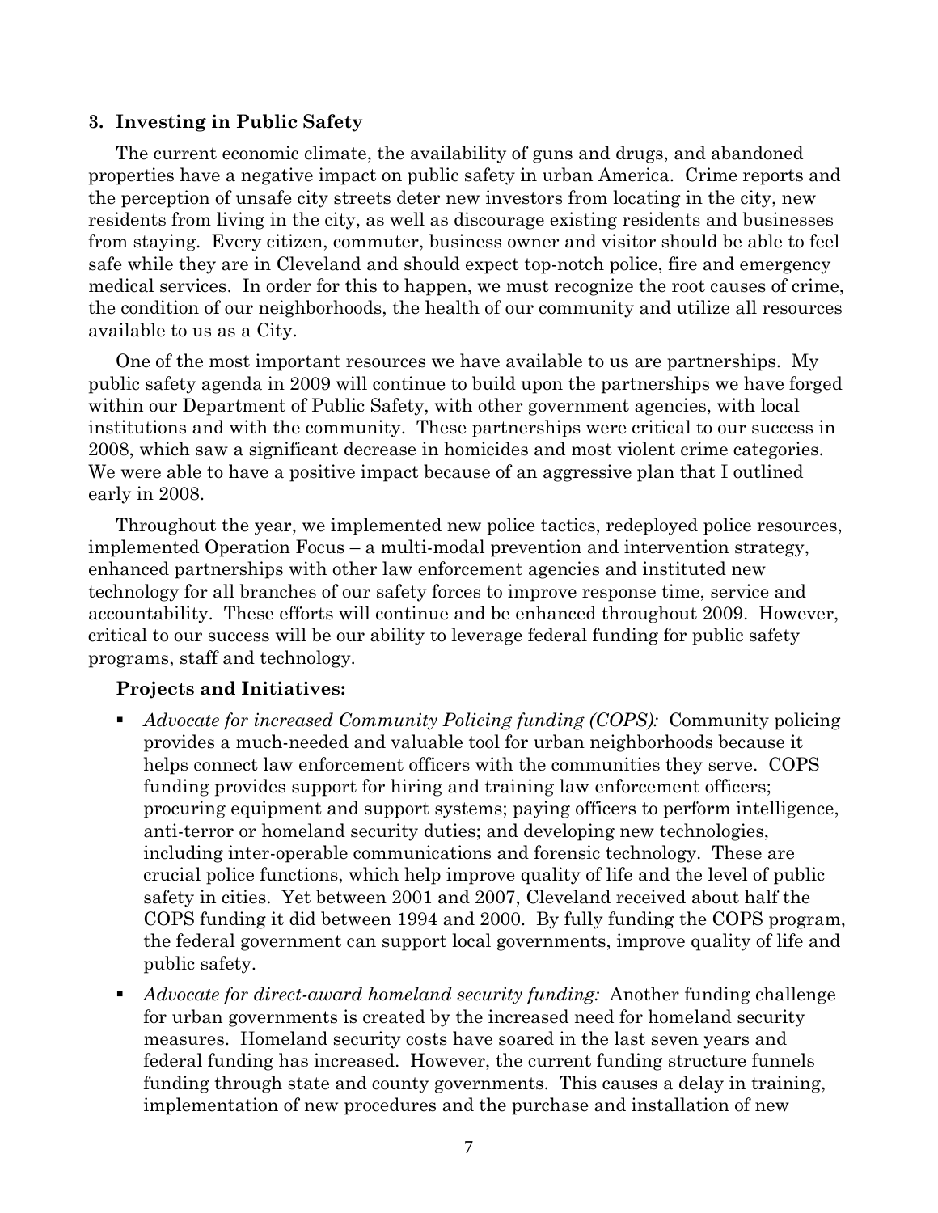### 3. Investing in Public Safety

The current economic climate, the availability of guns and drugs, and abandoned properties have a negative impact on public safety in urban America. Crime reports and the perception of unsafe city streets deter new investors from locating in the city, new residents from living in the city, as well as discourage existing residents and businesses from staying. Every citizen, commuter, business owner and visitor should be able to feel safe while they are in Cleveland and should expect top-notch police, fire and emergency medical services. In order for this to happen, we must recognize the root causes of crime, the condition of our neighborhoods, the health of our community and utilize all resources available to us as a City.

One of the most important resources we have available to us are partnerships. My public safety agenda in 2009 will continue to build upon the partnerships we have forged within our Department of Public Safety, with other government agencies, with local institutions and with the community. These partnerships were critical to our success in 2008, which saw a significant decrease in homicides and most violent crime categories. We were able to have a positive impact because of an aggressive plan that I outlined early in 2008.

Throughout the year, we implemented new police tactics, redeployed police resources, implemented Operation Focus – a multi-modal prevention and intervention strategy, enhanced partnerships with other law enforcement agencies and instituted new technology for all branches of our safety forces to improve response time, service and accountability. These efforts will continue and be enhanced throughout 2009. However, critical to our success will be our ability to leverage federal funding for public safety programs, staff and technology.

**Projects and Initiatives:**

- *Advocate for increased Community Policing funding (COPS):* Community policing provides a much-needed and valuable tool for urban neighborhoods because it helps connect law enforcement officers with the communities they serve. COPS funding provides support for hiring and training law enforcement officers; procuring equipment and support systems; paying officers to perform intelligence, anti-terror or homeland security duties; and developing new technologies, including inter-operable communications and forensic technology. These are crucial police functions, which help improve quality of life and the level of public safety in cities. Yet between 2001 and 2007, Cleveland received about half the COPS funding it did between 1994 and 2000. By fully funding the COPS program, the federal government can support local governments, improve quality of life and public safety.
- *Advocate for direct-award homeland security funding:* Another funding challenge for urban governments is created by the increased need for homeland security measures. Homeland security costs have soared in the last seven years and federal funding has increased. However, the current funding structure funnels funding through state and county governments. This causes a delay in training, implementation of new procedures and the purchase and installation of new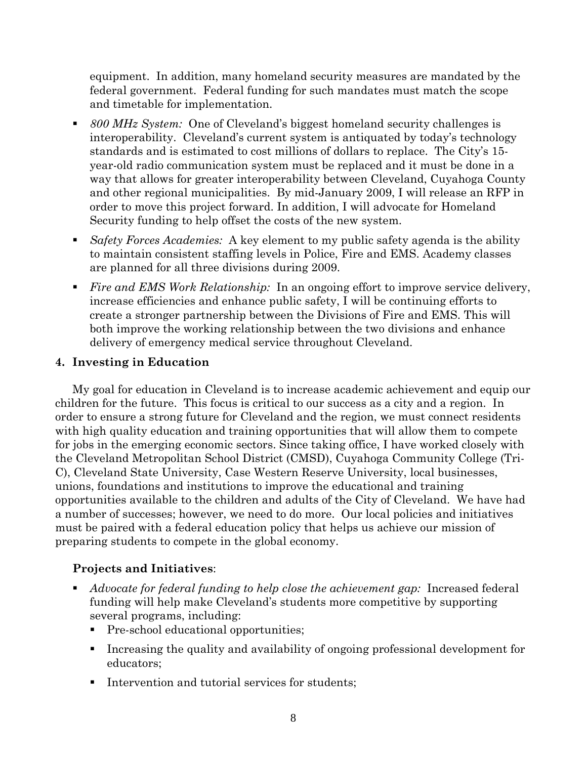equipment. In addition, many homeland security measures are mandated by the federal government. Federal funding for such mandates must match the scope and timetable for implementation.

- *800 MHz System:* One of Cleveland's biggest homeland security challenges is interoperability. Cleveland's current system is antiquated by today's technology standards and is estimated to cost millions of dollars to replace. The City's 15-year-old radio communication system must be replaced and it must be done in a way that allows for greater interoperability between Cleveland, Cuyahoga County and other regional municipalities. By mid-January 2009, I will release an RFP in order to move this project forward. In addition, I will advocate for Homeland Security funding to help offset the costs of the new system.
- *Safety Forces Academies:* A key element to my public safety agenda is the ability to maintain consistent staffing levels in Police, Fire and EMS. Academy classes are planned for all three divisions during 2009.
- *Fire and EMS Work Relationship:* In an ongoing effort to improve service delivery, increase efficiencies and enhance public safety, I will be continuing efforts to create a stronger partnership between the Divisions of Fire and EMS. This will both improve the working relationship between the two divisions and enhance delivery of emergency medical service throughout Cleveland.

## 4. Investing in Education

My goal for education in Cleveland is to increase academic achievement and equip our children for the future. This focus is critical to our success as a city and a region. In order to ensure a strong future for Cleveland and the region, we must connect residents with high quality education and training opportunities that will allow them to compete for jobs in the emerging economic sectors. Since taking office, I have worked closely with the Cleveland Metropolitan School District (CMSD), Cuyahoga Community College (Tri-C), Cleveland State University, Case Western Reserve University, local businesses, unions, foundations and institutions to improve the educational and training opportunities available to the children and adults of the City of Cleveland. We have had a number of successes; however, we need to do more. Our local policies and initiatives must be paired with a federal education policy that helps us achieve our mission of preparing students to compete in the global economy.

### Projects and Initiatives:

- *Advocate for federal funding to help close the achievement gap:* Increased federal funding will help make Cleveland's students more competitive by supporting several programs, including:
  - Pre-school educational opportunities;
  - Increasing the quality and availability of ongoing professional development for educators;
  - Intervention and tutorial services for students;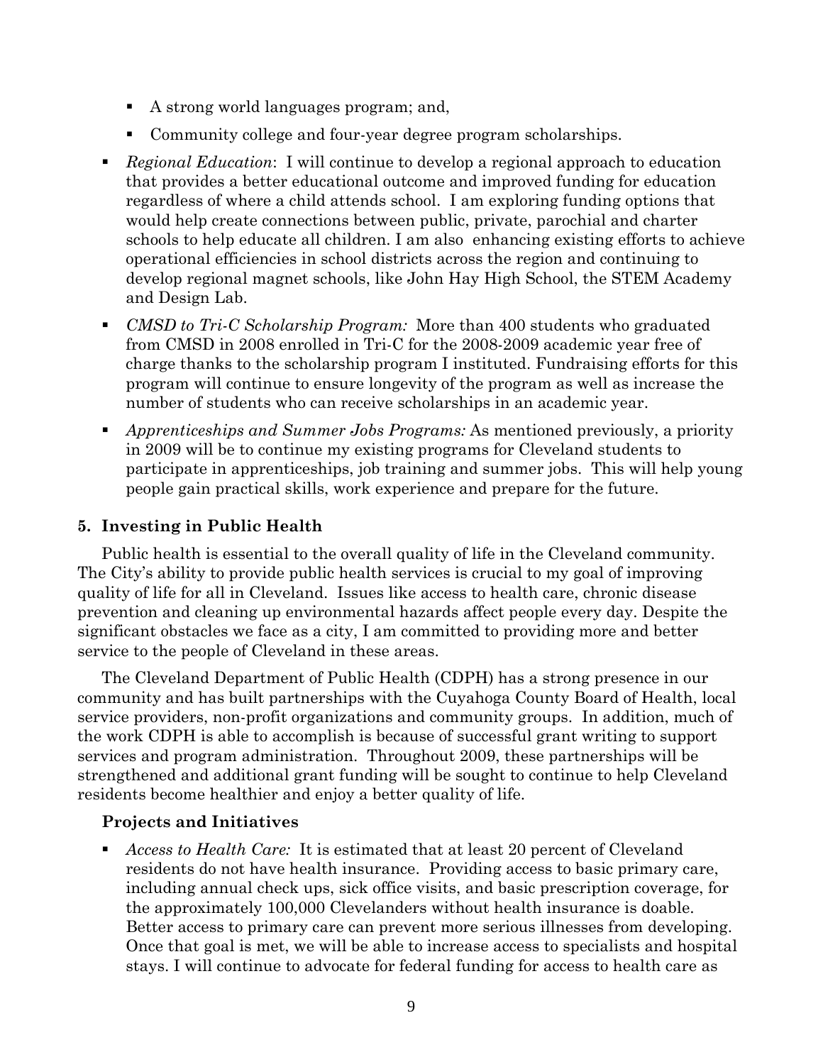- A strong world languages program; and,
    - Community college and four-year degree program scholarships.
- *Regional Education*: I will continue to develop a regional approach to education that provides a better educational outcome and improved funding for education regardless of where a child attends school. I am exploring funding options that would help create connections between public, private, parochial and charter schools to help educate all children. I am also enhancing existing efforts to achieve operational efficiencies in school districts across the region and continuing to develop regional magnet schools, like John Hay High School, the STEM Academy and Design Lab.
- *CMSD to Tri-C Scholarship Program:* More than 400 students who graduated from CMSD in 2008 enrolled in Tri-C for the 2008-2009 academic year free of charge thanks to the scholarship program I instituted. Fundraising efforts for this program will continue to ensure longevity of the program as well as increase the number of students who can receive scholarships in an academic year.
- *Apprenticeships and Summer Jobs Programs:* As mentioned previously, a priority in 2009 will be to continue my existing programs for Cleveland students to participate in apprenticeships, job training and summer jobs. This will help young people gain practical skills, work experience and prepare for the future.

### 5. Investing in Public Health

Public health is essential to the overall quality of life in the Cleveland community. The City's ability to provide public health services is crucial to my goal of improving quality of life for all in Cleveland. Issues like access to health care, chronic disease prevention and cleaning up environmental hazards affect people every day. Despite the significant obstacles we face as a city, I am committed to providing more and better service to the people of Cleveland in these areas.

The Cleveland Department of Public Health (CDPH) has a strong presence in our community and has built partnerships with the Cuyahoga County Board of Health, local service providers, non-profit organizations and community groups. In addition, much of the work CDPH is able to accomplish is because of successful grant writing to support services and program administration. Throughout 2009, these partnerships will be strengthened and additional grant funding will be sought to continue to help Cleveland residents become healthier and enjoy a better quality of life.

#### Projects and Initiatives

- *Access to Health Care:* It is estimated that at least 20 percent of Cleveland residents do not have health insurance. Providing access to basic primary care, including annual check ups, sick office visits, and basic prescription coverage, for the approximately 100,000 Clevelanders without health insurance is doable. Better access to primary care can prevent more serious illnesses from developing. Once that goal is met, we will be able to increase access to specialists and hospital stays. I will continue to advocate for federal funding for access to health care as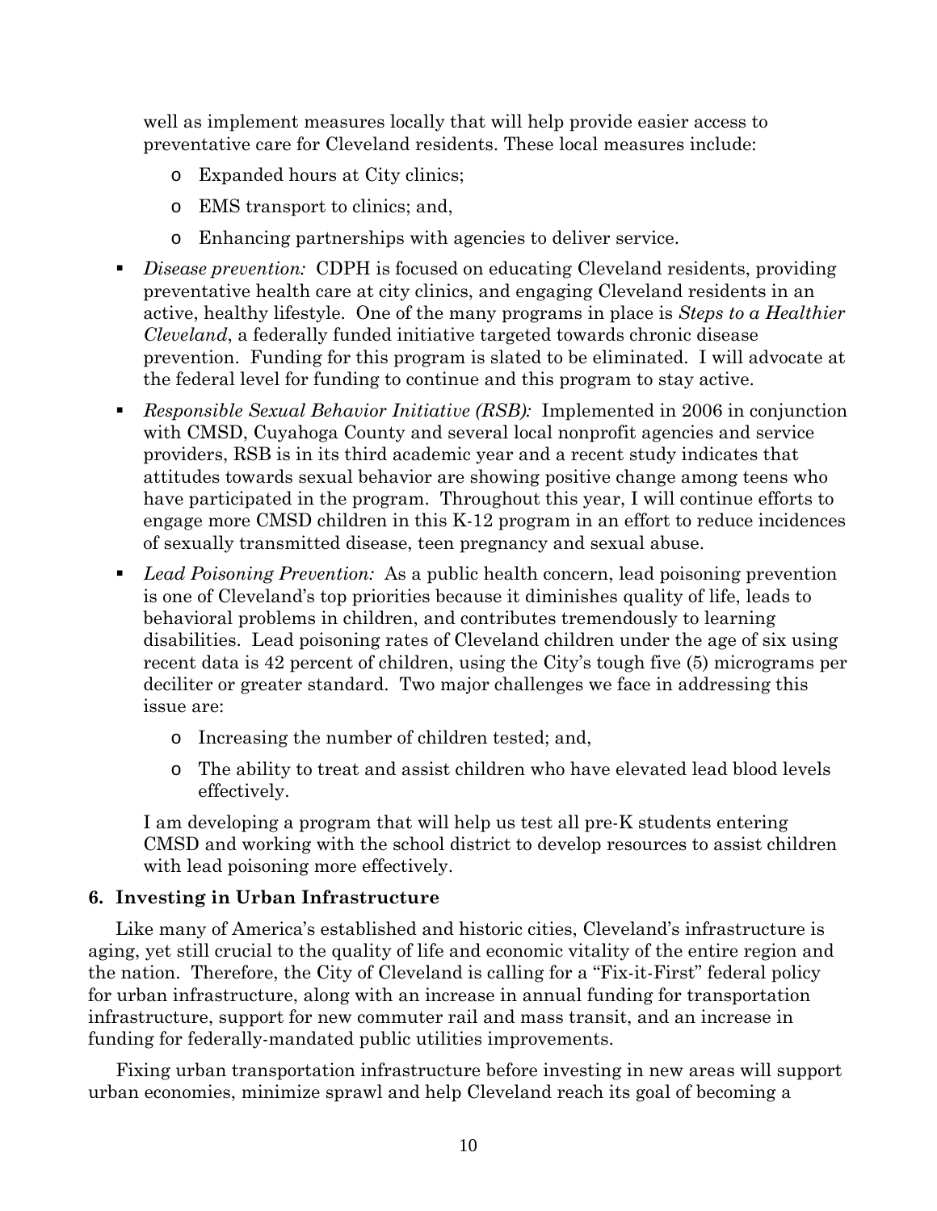well as implement measures locally that will help provide easier access to preventative care for Cleveland residents. These local measures include:

- Expanded hours at City clinics;
- EMS transport to clinics; and,
- Enhancing partnerships with agencies to deliver service.

- *Disease prevention:* CDPH is focused on educating Cleveland residents, providing preventative health care at city clinics, and engaging Cleveland residents in an active, healthy lifestyle. One of the many programs in place is *Steps to a Healthier Cleveland*, a federally funded initiative targeted towards chronic disease prevention. Funding for this program is slated to be eliminated. I will advocate at the federal level for funding to continue and this program to stay active.

- *Responsible Sexual Behavior Initiative (RSB):* Implemented in 2006 in conjunction with CMSD, Cuyahoga County and several local nonprofit agencies and service providers, RSB is in its third academic year and a recent study indicates that attitudes towards sexual behavior are showing positive change among teens who have participated in the program. Throughout this year, I will continue efforts to engage more CMSD children in this K-12 program in an effort to reduce incidences of sexually transmitted disease, teen pregnancy and sexual abuse.

- *Lead Poisoning Prevention:* As a public health concern, lead poisoning prevention is one of Cleveland's top priorities because it diminishes quality of life, leads to behavioral problems in children, and contributes tremendously to learning disabilities. Lead poisoning rates of Cleveland children under the age of six using recent data is 42 percent of children, using the City's tough five (5) micrograms per deciliter or greater standard. Two major challenges we face in addressing this issue are:
  - Increasing the number of children tested; and,
  - The ability to treat and assist children who have elevated lead blood levels effectively.

  I am developing a program that will help us test all pre-K students entering CMSD and working with the school district to develop resources to assist children with lead poisoning more effectively.

### 6. Investing in Urban Infrastructure

Like many of America's established and historic cities, Cleveland's infrastructure is aging, yet still crucial to the quality of life and economic vitality of the entire region and the nation. Therefore, the City of Cleveland is calling for a "Fix-it-First" federal policy for urban infrastructure, along with an increase in annual funding for transportation infrastructure, support for new commuter rail and mass transit, and an increase in funding for federally-mandated public utilities improvements.

Fixing urban transportation infrastructure before investing in new areas will support urban economies, minimize sprawl and help Cleveland reach its goal of becoming a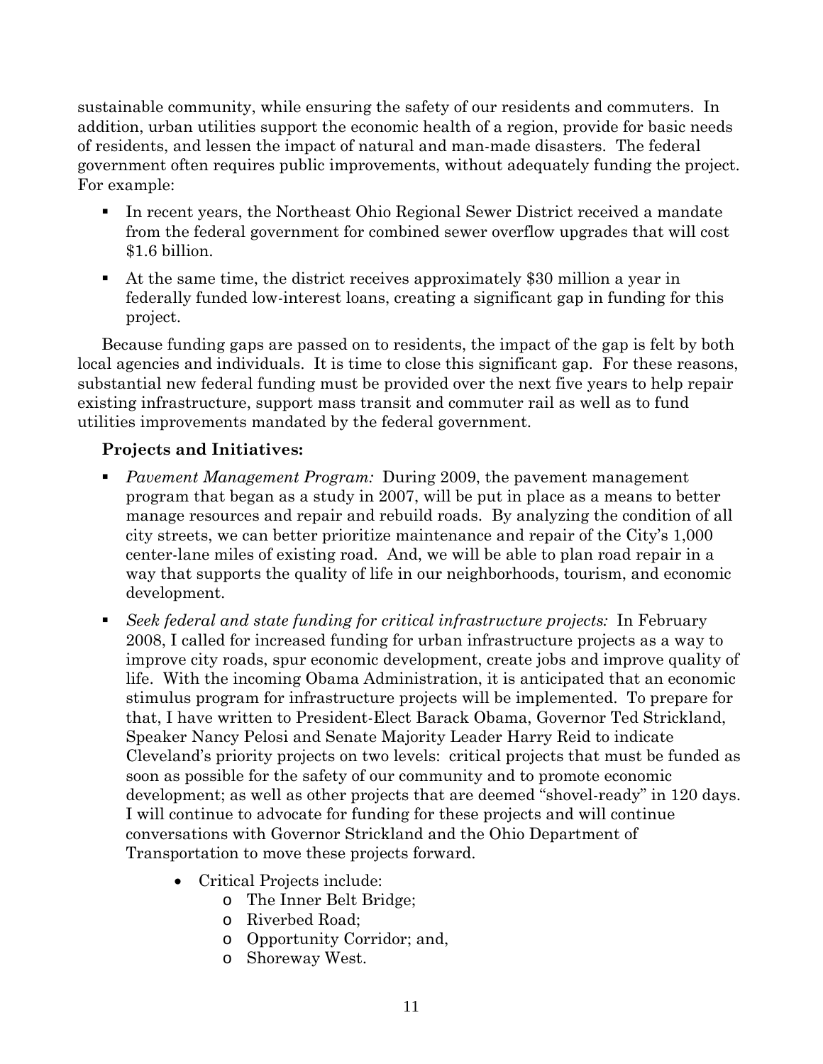sustainable community, while ensuring the safety of our residents and commuters. In addition, urban utilities support the economic health of a region, provide for basic needs of residents, and lessen the impact of natural and man-made disasters. The federal government often requires public improvements, without adequately funding the project. For example:

- In recent years, the Northeast Ohio Regional Sewer District received a mandate from the federal government for combined sewer overflow upgrades that will cost $1.6 billion.
- At the same time, the district receives approximately $30 million a year in federally funded low-interest loans, creating a significant gap in funding for this project.

Because funding gaps are passed on to residents, the impact of the gap is felt by both local agencies and individuals. It is time to close this significant gap. For these reasons, substantial new federal funding must be provided over the next five years to help repair existing infrastructure, support mass transit and commuter rail as well as to fund utilities improvements mandated by the federal government.

**Projects and Initiatives:**

- *Pavement Management Program:* During 2009, the pavement management program that began as a study in 2007, will be put in place as a means to better manage resources and repair and rebuild roads. By analyzing the condition of all city streets, we can better prioritize maintenance and repair of the City's 1,000 center-lane miles of existing road. And, we will be able to plan road repair in a way that supports the quality of life in our neighborhoods, tourism, and economic development.
- *Seek federal and state funding for critical infrastructure projects:* In February 2008, I called for increased funding for urban infrastructure projects as a way to improve city roads, spur economic development, create jobs and improve quality of life. With the incoming Obama Administration, it is anticipated that an economic stimulus program for infrastructure projects will be implemented. To prepare for that, I have written to President-Elect Barack Obama, Governor Ted Strickland, Speaker Nancy Pelosi and Senate Majority Leader Harry Reid to indicate Cleveland's priority projects on two levels: critical projects that must be funded as soon as possible for the safety of our community and to promote economic development; as well as other projects that are deemed "shovel-ready" in 120 days. I will continue to advocate for funding for these projects and will continue conversations with Governor Strickland and the Ohio Department of Transportation to move these projects forward.
    - Critical Projects include:
        - The Inner Belt Bridge;
        - Riverbed Road;
        - Opportunity Corridor; and,
        - Shoreway West.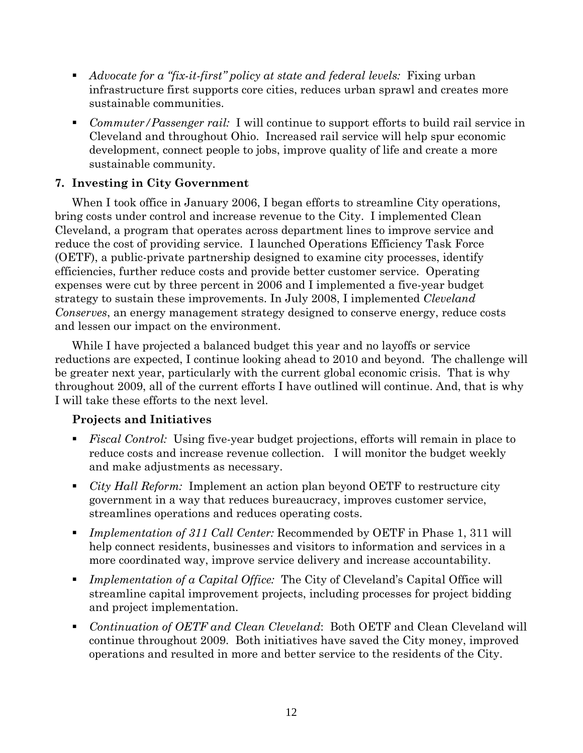- *Advocate for a "fix-it-first" policy at state and federal levels:* Fixing urban infrastructure first supports core cities, reduces urban sprawl and creates more sustainable communities.
- *Commuter/Passenger rail:* I will continue to support efforts to build rail service in Cleveland and throughout Ohio. Increased rail service will help spur economic development, connect people to jobs, improve quality of life and create a more sustainable community.

### 7. Investing in City Government

When I took office in January 2006, I began efforts to streamline City operations, bring costs under control and increase revenue to the City. I implemented Clean Cleveland, a program that operates across department lines to improve service and reduce the cost of providing service. I launched Operations Efficiency Task Force (OETF), a public-private partnership designed to examine city processes, identify efficiencies, further reduce costs and provide better customer service. Operating expenses were cut by three percent in 2006 and I implemented a five-year budget strategy to sustain these improvements. In July 2008, I implemented *Cleveland Conserves*, an energy management strategy designed to conserve energy, reduce costs and lessen our impact on the environment.

While I have projected a balanced budget this year and no layoffs or service reductions are expected, I continue looking ahead to 2010 and beyond. The challenge will be greater next year, particularly with the current global economic crisis. That is why throughout 2009, all of the current efforts I have outlined will continue. And, that is why I will take these efforts to the next level.

#### Projects and Initiatives

- *Fiscal Control:* Using five-year budget projections, efforts will remain in place to reduce costs and increase revenue collection. I will monitor the budget weekly and make adjustments as necessary.
- *City Hall Reform:* Implement an action plan beyond OETF to restructure city government in a way that reduces bureaucracy, improves customer service, streamlines operations and reduces operating costs.
- *Implementation of 311 Call Center:* Recommended by OETF in Phase 1, 311 will help connect residents, businesses and visitors to information and services in a more coordinated way, improve service delivery and increase accountability.
- *Implementation of a Capital Office:* The City of Cleveland's Capital Office will streamline capital improvement projects, including processes for project bidding and project implementation.
- *Continuation of OETF and Clean Cleveland*: Both OETF and Clean Cleveland will continue throughout 2009. Both initiatives have saved the City money, improved operations and resulted in more and better service to the residents of the City.